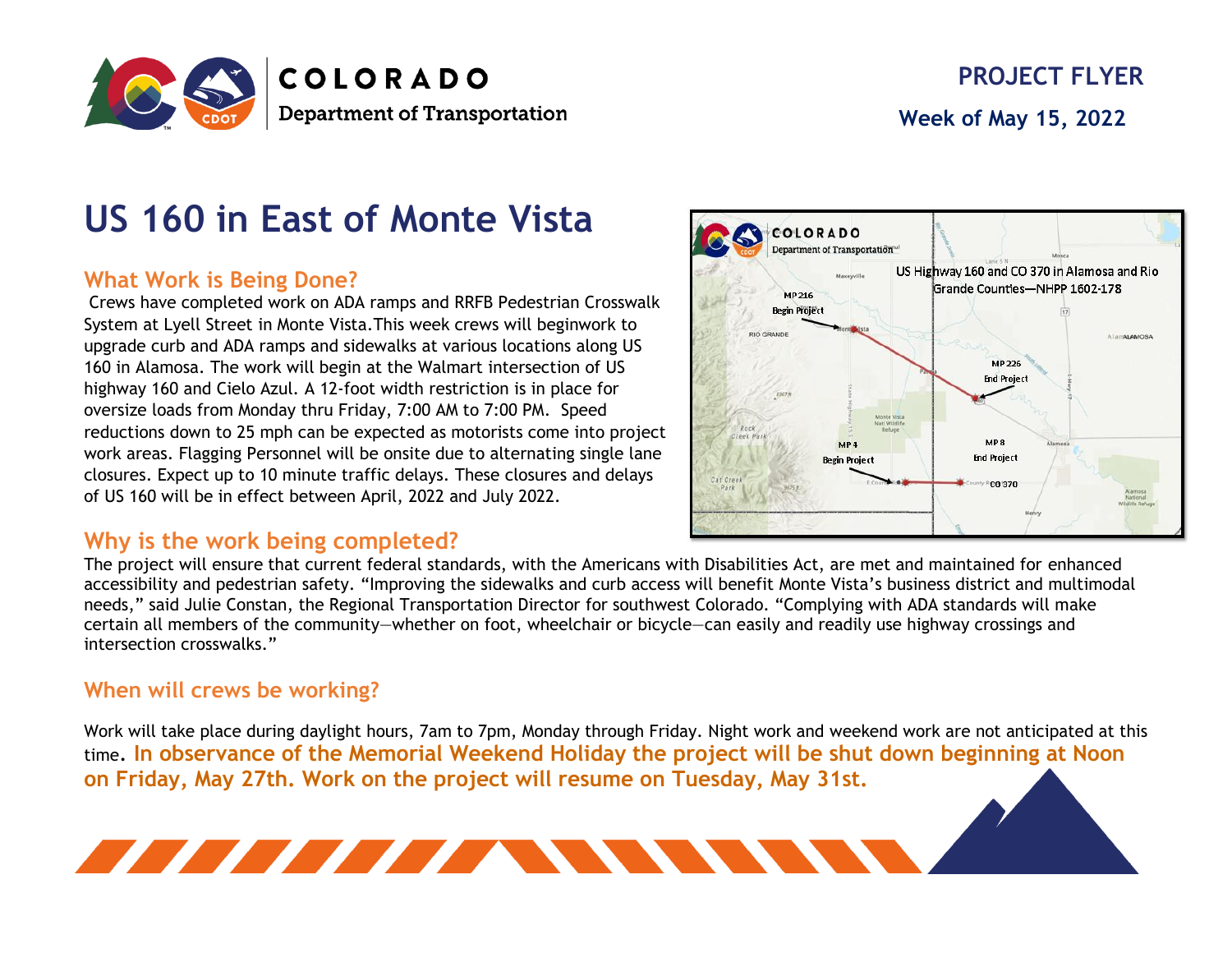# PROJECT FLYER

**Week of May 15, 2022**

# US 160 in East of Monte Vista

## What Work is Being Done?

Crews have completed work on ADA ramps and RRFB Pedestrian Crosswalk System at Lyell Street in Monte Vista.This week crews will beginwork to upgrade curb and ADA ramps and sidewalks at various locations along US 160 in Alamosa. The work will begin at the Walmart intersection of US highway 160 and Cielo Azul. A 12-foot width restriction is in place for oversize loads from Monday thru Friday, 7:00 AM to 7:00 PM. Speed reductions down to 25 mph can be expected as motorists come into project work areas. Flagging Personnel will be onsite due to alternating single lane closures. Expect up to 10 minute traffic delays. These closures and delays of US 160 will be in effect between April, 2022 and July 2022.

## Why is the work being completed?

The project will ensure that current federal standards, with the Americans with Disabilities Act, are met and maintained for enhanced accessibility and pedestrian safety. “Improving the sidewalks and curb access will benefit Monte Vista’s business district and multimodal needs,” said Julie Constan, the Regional Transportation Director for southwest Colorado. “Complying with ADA standards will make certain all members of the community—whether on foot, wheelchair or bicycle—can easily and readily use highway crossings and intersection crosswalks.”

## When will crews be working?

Work will take place during daylight hours, 7am to 7pm, Monday through Friday. Night work and weekend work are not anticipated at this time. **In observance of the Memorial Weekend Holiday the project will be shut down beginning at Noon on Friday, May 27th. Work on the project will resume on Tuesday, May 31st.**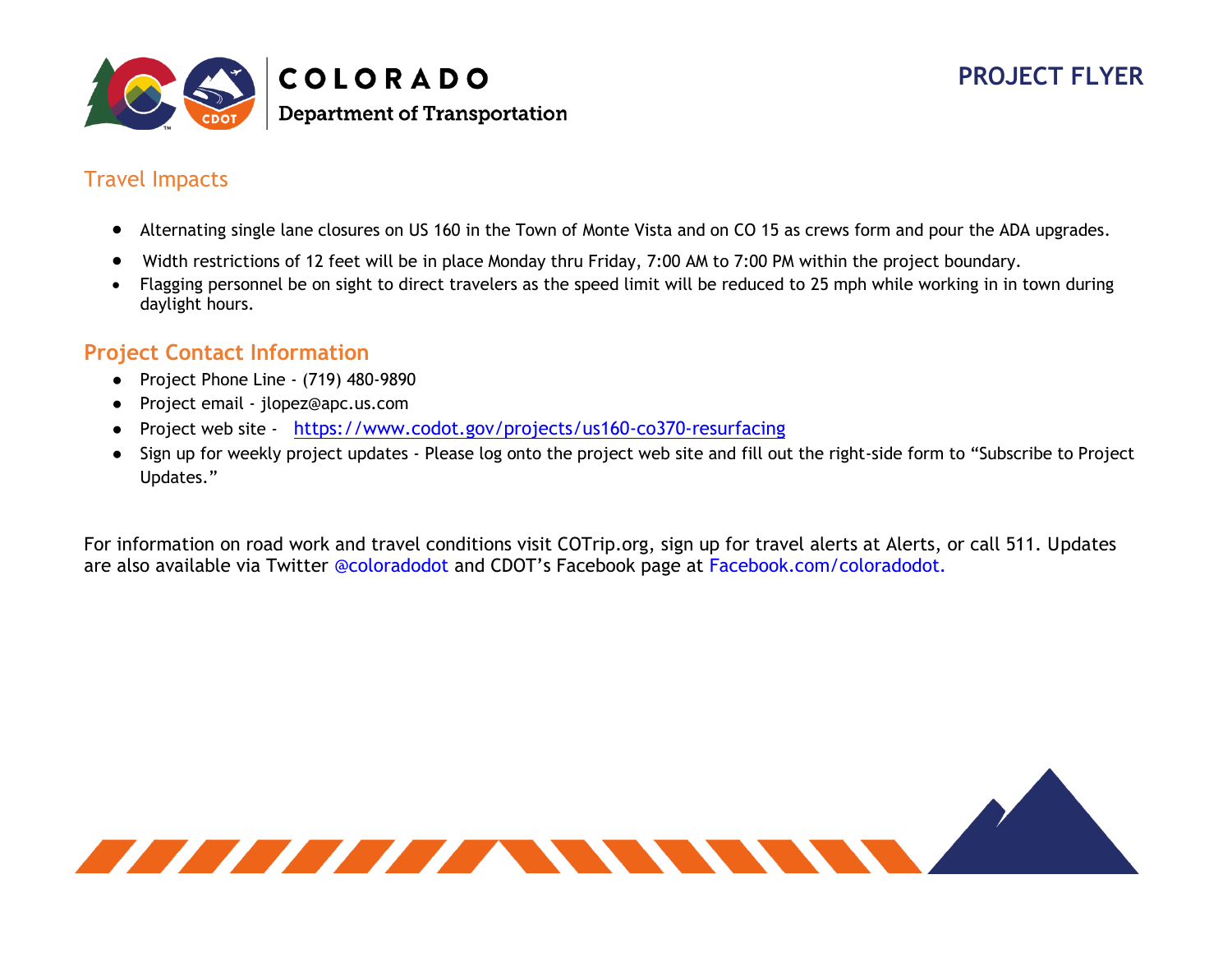COLORADO
Department of Transportation

PROJECT FLYER

## Travel Impacts

- Alternating single lane closures on US 160 in the Town of Monte Vista and on CO 15 as crews form and pour the ADA upgrades.
- Width restrictions of 12 feet will be in place Monday thru Friday, 7:00 AM to 7:00 PM within the project boundary.
- Flagging personnel be on sight to direct travelers as the speed limit will be reduced to 25 mph while working in in town during daylight hours.

## Project Contact Information

- Project Phone Line - (719) 480-9890
- Project email - jlopez@apc.us.com
- Project web site - https://www.codot.gov/projects/us160-co370-resurfacing
- Sign up for weekly project updates - Please log onto the project web site and fill out the right-side form to "Subscribe to Project Updates."

For information on road work and travel conditions visit COTrip.org, sign up for travel alerts at Alerts, or call 511. Updates are also available via Twitter @coloradodot and CDOT's Facebook page at Facebook.com/coloradodot.